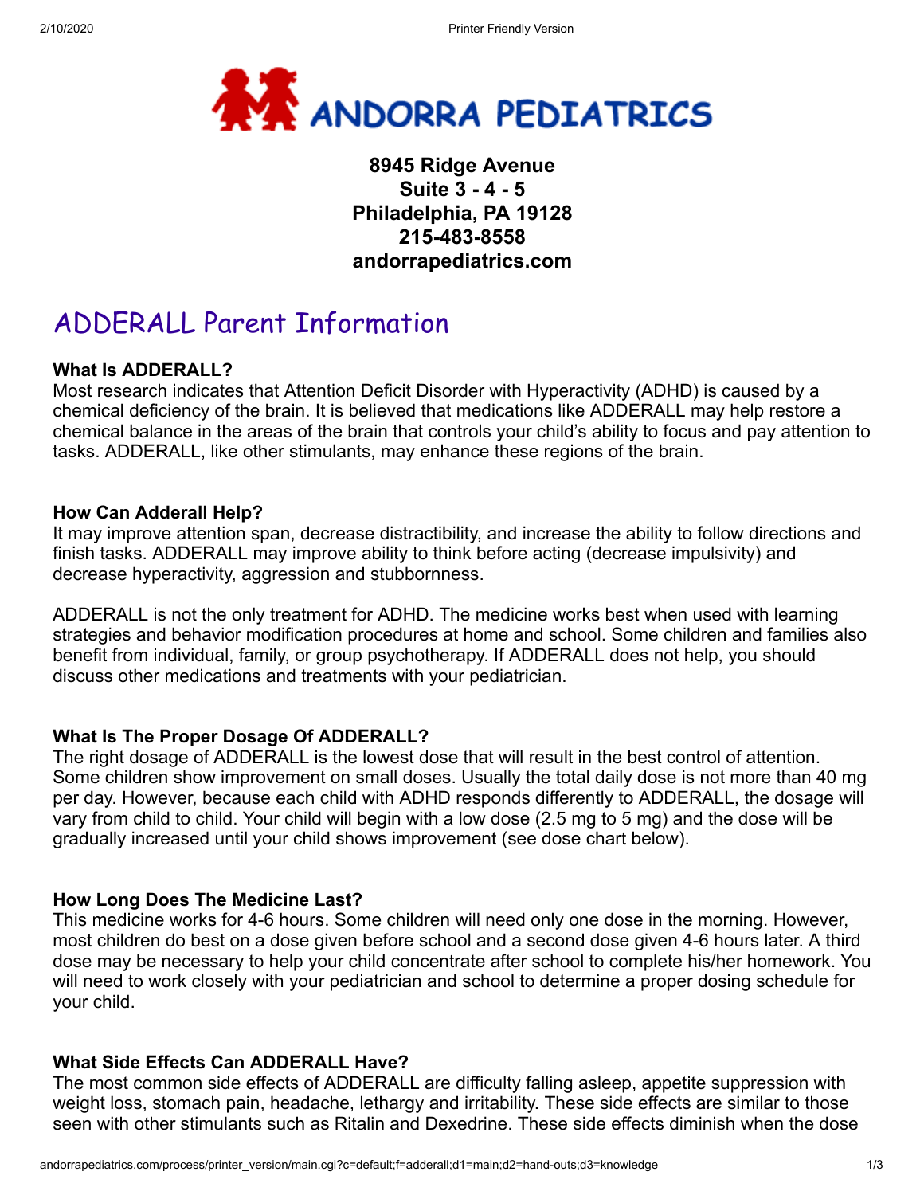# ANDORRA PEDIATRICS

**8945 Ridge Avenue**
**Suite 3 - 4 - 5**
**Philadelphia, PA 19128**
**215-483-8558**
**andorrapediatrics.com**

## ADDERALL Parent Information

**What Is ADDERALL?**
Most research indicates that Attention Deficit Disorder with Hyperactivity (ADHD) is caused by a chemical deficiency of the brain. It is believed that medications like ADDERALL may help restore a chemical balance in the areas of the brain that controls your child's ability to focus and pay attention to tasks. ADDERALL, like other stimulants, may enhance these regions of the brain.

**How Can Adderall Help?**
It may improve attention span, decrease distractibility, and increase the ability to follow directions and finish tasks. ADDERALL may improve ability to think before acting (decrease impulsivity) and decrease hyperactivity, aggression and stubbornness.

ADDERALL is not the only treatment for ADHD. The medicine works best when used with learning strategies and behavior modification procedures at home and school. Some children and families also benefit from individual, family, or group psychotherapy. If ADDERALL does not help, you should discuss other medications and treatments with your pediatrician.

**What Is The Proper Dosage Of ADDERALL?**
The right dosage of ADDERALL is the lowest dose that will result in the best control of attention. Some children show improvement on small doses. Usually the total daily dose is not more than 40 mg per day. However, because each child with ADHD responds differently to ADDERALL, the dosage will vary from child to child. Your child will begin with a low dose (2.5 mg to 5 mg) and the dose will be gradually increased until your child shows improvement (see dose chart below).

**How Long Does The Medicine Last?**
This medicine works for 4-6 hours. Some children will need only one dose in the morning. However, most children do best on a dose given before school and a second dose given 4-6 hours later. A third dose may be necessary to help your child concentrate after school to complete his/her homework. You will need to work closely with your pediatrician and school to determine a proper dosing schedule for your child.

**What Side Effects Can ADDERALL Have?**
The most common side effects of ADDERALL are difficulty falling asleep, appetite suppression with weight loss, stomach pain, headache, lethargy and irritability. These side effects are similar to those seen with other stimulants such as Ritalin and Dexedrine. These side effects diminish when the dose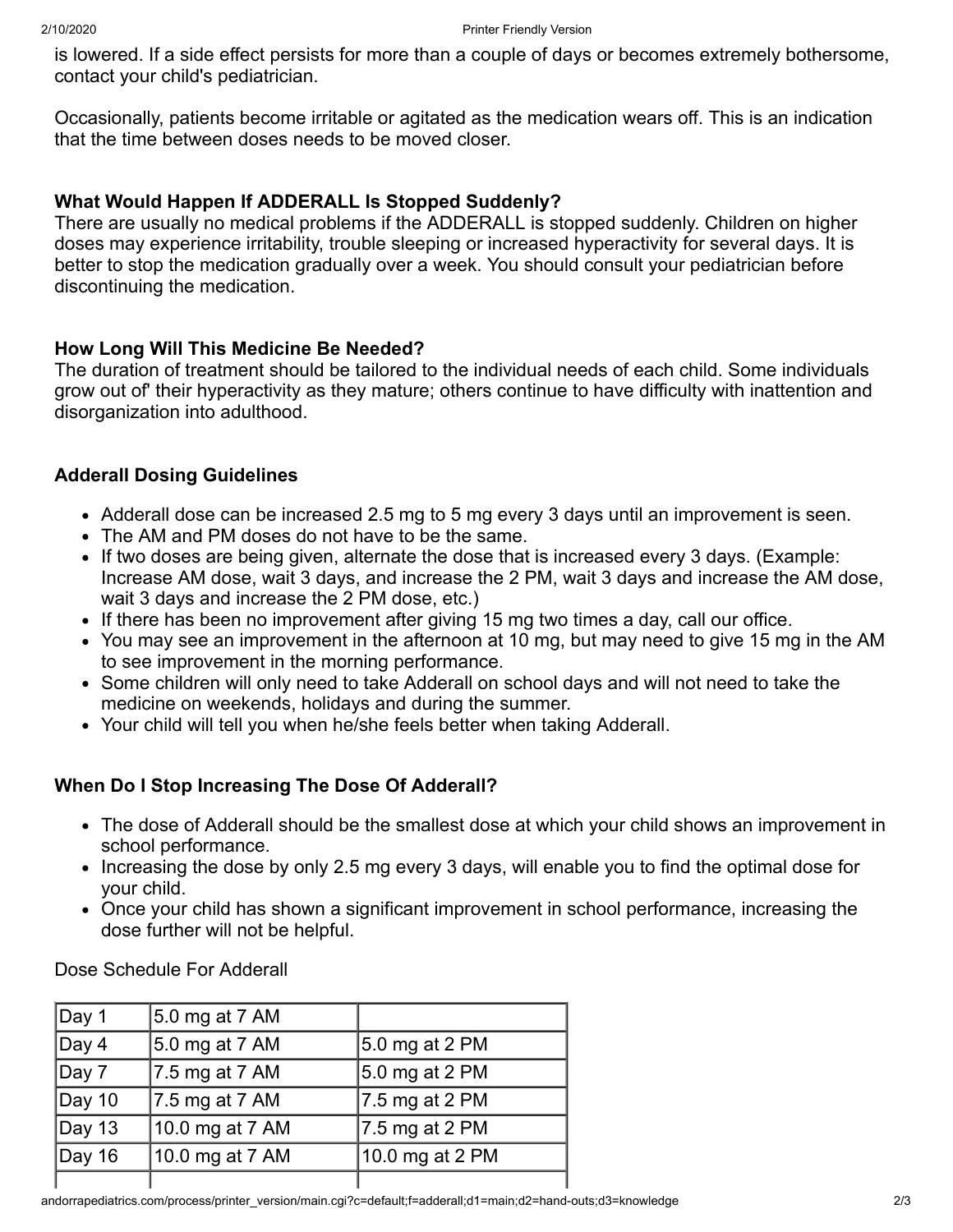is lowered. If a side effect persists for more than a couple of days or becomes extremely bothersome, contact your child's pediatrician.

Occasionally, patients become irritable or agitated as the medication wears off. This is an indication that the time between doses needs to be moved closer.

**What Would Happen If ADDERALL Is Stopped Suddenly?**
There are usually no medical problems if the ADDERALL is stopped suddenly. Children on higher doses may experience irritability, trouble sleeping or increased hyperactivity for several days. It is better to stop the medication gradually over a week. You should consult your pediatrician before discontinuing the medication.

**How Long Will This Medicine Be Needed?**
The duration of treatment should be tailored to the individual needs of each child. Some individuals grow out of' their hyperactivity as they mature; others continue to have difficulty with inattention and disorganization into adulthood.

**Adderall Dosing Guidelines**

- Adderall dose can be increased 2.5 mg to 5 mg every 3 days until an improvement is seen.
- The AM and PM doses do not have to be the same.
- If two doses are being given, alternate the dose that is increased every 3 days. (Example: Increase AM dose, wait 3 days, and increase the 2 PM, wait 3 days and increase the AM dose, wait 3 days and increase the 2 PM dose, etc.)
- If there has been no improvement after giving 15 mg two times a day, call our office.
- You may see an improvement in the afternoon at 10 mg, but may need to give 15 mg in the AM to see improvement in the morning performance.
- Some children will only need to take Adderall on school days and will not need to take the medicine on weekends, holidays and during the summer.
- Your child will tell you when he/she feels better when taking Adderall.

**When Do I Stop Increasing The Dose Of Adderall?**

- The dose of Adderall should be the smallest dose at which your child shows an improvement in school performance.
- Increasing the dose by only 2.5 mg every 3 days, will enable you to find the optimal dose for your child.
- Once your child has shown a significant improvement in school performance, increasing the dose further will not be helpful.

Dose Schedule For Adderall

| | | |
|---|---|---|
| Day 1 | 5.0 mg at 7 AM | |
| Day 4 | 5.0 mg at 7 AM | 5.0 mg at 2 PM |
| Day 7 | 7.5 mg at 7 AM | 5.0 mg at 2 PM |
| Day 10 | 7.5 mg at 7 AM | 7.5 mg at 2 PM |
| Day 13 | 10.0 mg at 7 AM | 7.5 mg at 2 PM |
| Day 16 | 10.0 mg at 7 AM | 10.0 mg at 2 PM |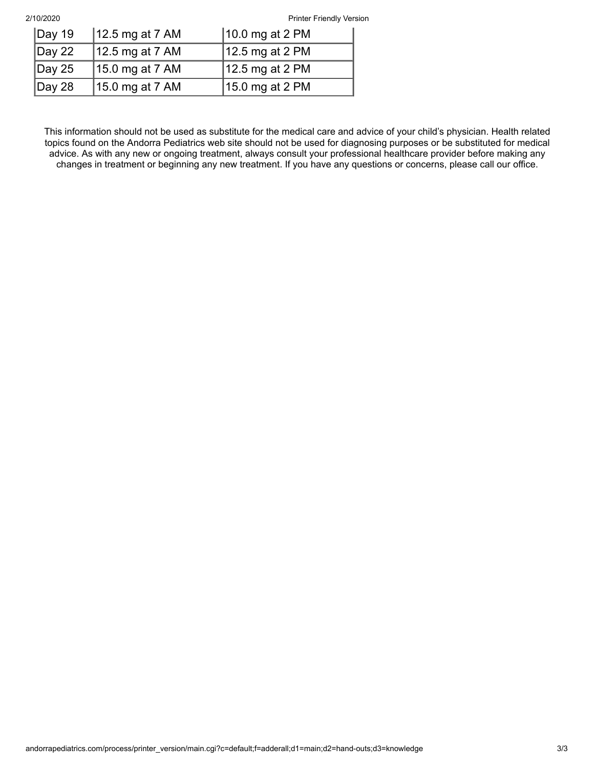| | | |
|---|---|---|
| Day 19 | 12.5 mg at 7 AM | 10.0 mg at 2 PM |
| Day 22 | 12.5 mg at 7 AM | 12.5 mg at 2 PM |
| Day 25 | 15.0 mg at 7 AM | 12.5 mg at 2 PM |
| Day 28 | 15.0 mg at 7 AM | 15.0 mg at 2 PM |

This information should not be used as substitute for the medical care and advice of your child's physician. Health related topics found on the Andorra Pediatrics web site should not be used for diagnosing purposes or be substituted for medical advice. As with any new or ongoing treatment, always consult your professional healthcare provider before making any changes in treatment or beginning any new treatment. If you have any questions or concerns, please call our office.